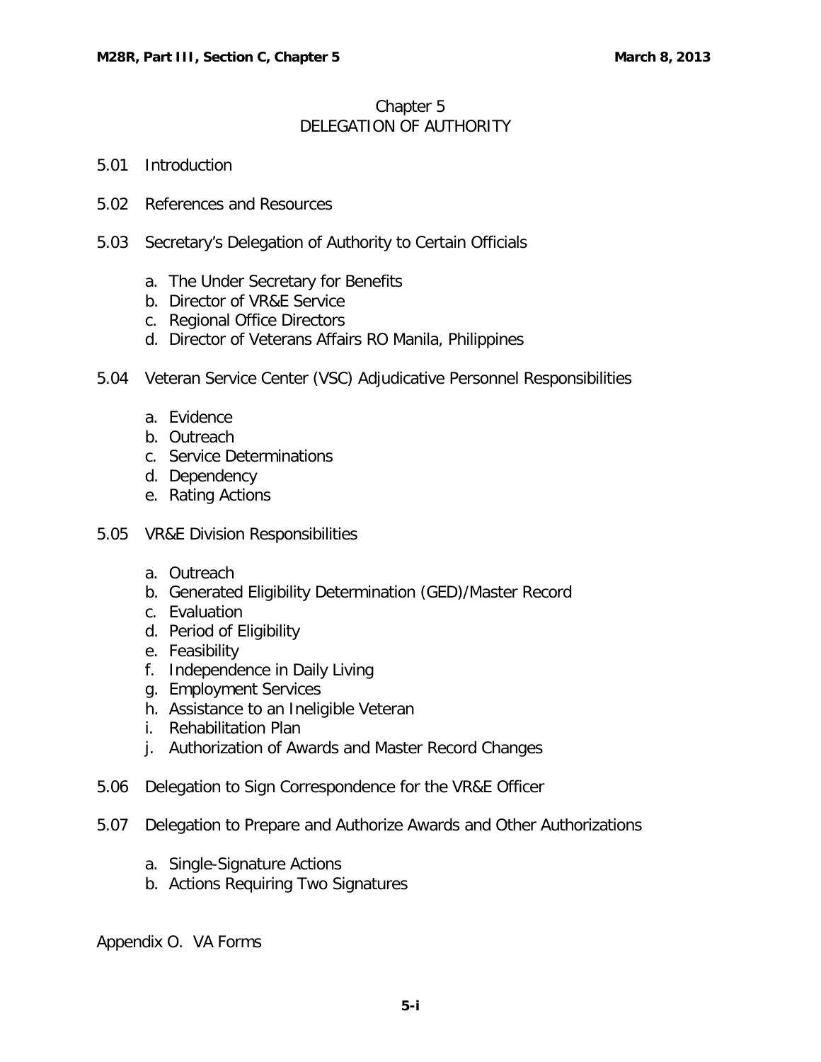# Chapter 5
## DELEGATION OF AUTHORITY

5.01 Introduction

5.02 References and Resources

5.03 Secretary's Delegation of Authority to Certain Officials

- a. The Under Secretary for Benefits
- b. Director of VR&E Service
- c. Regional Office Directors
- d. Director of Veterans Affairs RO Manila, Philippines

5.04 Veteran Service Center (VSC) Adjudicative Personnel Responsibilities

- a. Evidence
- b. Outreach
- c. Service Determinations
- d. Dependency
- e. Rating Actions

5.05 VR&E Division Responsibilities

- a. Outreach
- b. Generated Eligibility Determination (GED)/Master Record
- c. Evaluation
- d. Period of Eligibility
- e. Feasibility
- f. Independence in Daily Living
- g. Employment Services
- h. Assistance to an Ineligible Veteran
- i. Rehabilitation Plan
- j. Authorization of Awards and Master Record Changes

5.06 Delegation to Sign Correspondence for the VR&E Officer

5.07 Delegation to Prepare and Authorize Awards and Other Authorizations

- a. Single-Signature Actions
- b. Actions Requiring Two Signatures

Appendix O. VA Forms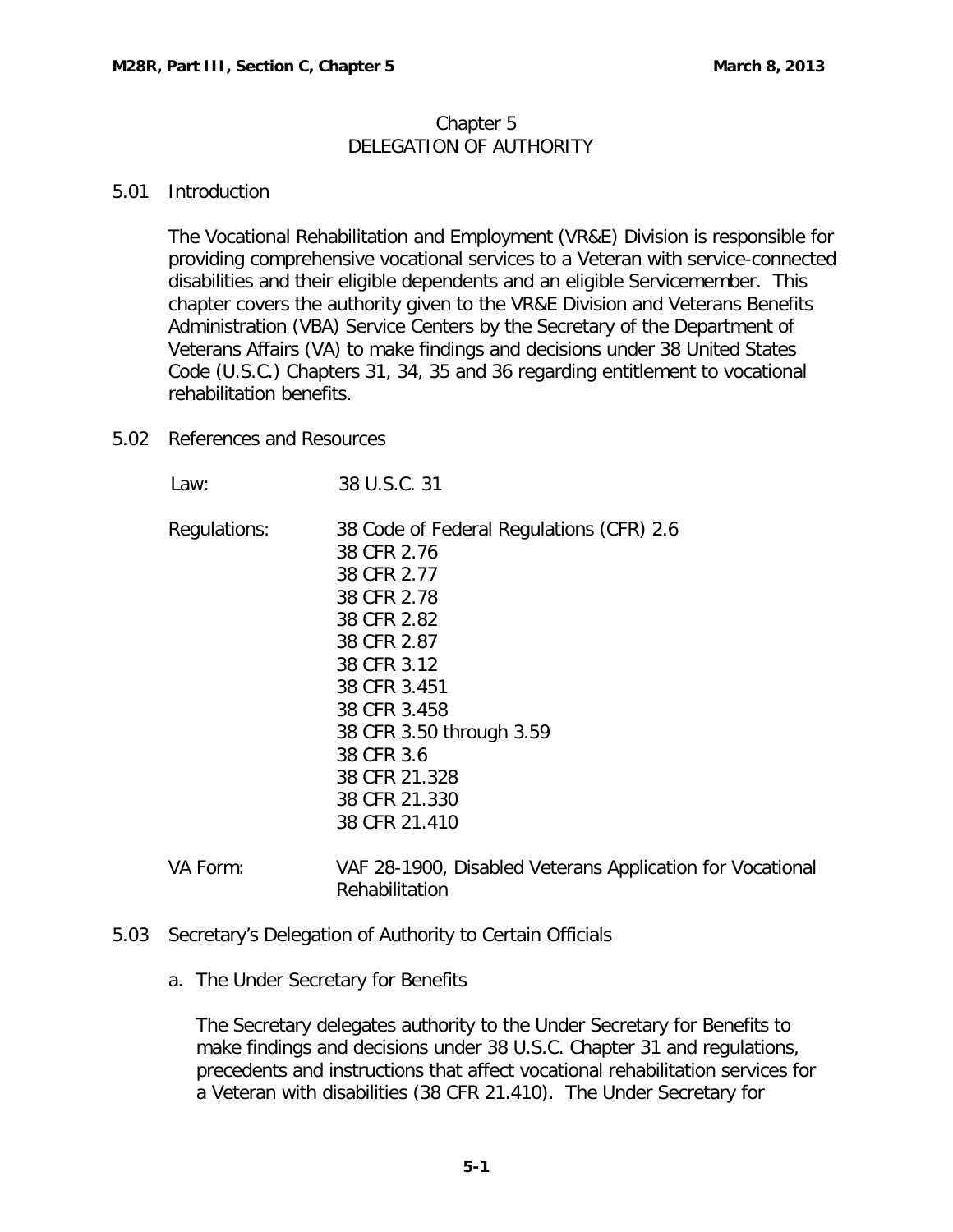# Chapter 5
# DELEGATION OF AUTHORITY

## 5.01 Introduction

The Vocational Rehabilitation and Employment (VR&E) Division is responsible for providing comprehensive vocational services to a Veteran with service-connected disabilities and their eligible dependents and an eligible Servicemember. This chapter covers the authority given to the VR&E Division and Veterans Benefits Administration (VBA) Service Centers by the Secretary of the Department of Veterans Affairs (VA) to make findings and decisions under 38 United States Code (U.S.C.) Chapters 31, 34, 35 and 36 regarding entitlement to vocational rehabilitation benefits.

## 5.02 References and Resources

| | |
|---|---|
| Law: | 38 U.S.C. 31 |
| Regulations: | 38 Code of Federal Regulations (CFR) 2.6<br>38 CFR 2.76<br>38 CFR 2.77<br>38 CFR 2.78<br>38 CFR 2.82<br>38 CFR 2.87<br>38 CFR 3.12<br>38 CFR 3.451<br>38 CFR 3.458<br>38 CFR 3.50 through 3.59<br>38 CFR 3.6<br>38 CFR 21.328<br>38 CFR 21.330<br>38 CFR 21.410 |
| VA Form: | VAF 28-1900, Disabled Veterans Application for Vocational Rehabilitation |

## 5.03 Secretary's Delegation of Authority to Certain Officials

a. The Under Secretary for Benefits

The Secretary delegates authority to the Under Secretary for Benefits to make findings and decisions under 38 U.S.C. Chapter 31 and regulations, precedents and instructions that affect vocational rehabilitation services for a Veteran with disabilities (38 CFR 21.410). The Under Secretary for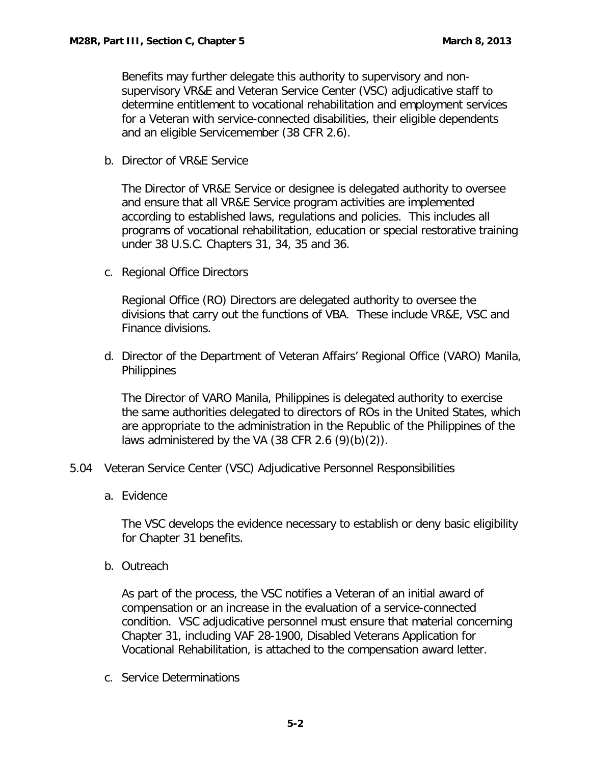Benefits may further delegate this authority to supervisory and non-supervisory VR&E and Veteran Service Center (VSC) adjudicative staff to determine entitlement to vocational rehabilitation and employment services for a Veteran with service-connected disabilities, their eligible dependents and an eligible Servicemember (38 CFR 2.6).

b. Director of VR&E Service

The Director of VR&E Service or designee is delegated authority to oversee and ensure that all VR&E Service program activities are implemented according to established laws, regulations and policies. This includes all programs of vocational rehabilitation, education or special restorative training under 38 U.S.C. Chapters 31, 34, 35 and 36.

c. Regional Office Directors

Regional Office (RO) Directors are delegated authority to oversee the divisions that carry out the functions of VBA. These include VR&E, VSC and Finance divisions.

d. Director of the Department of Veteran Affairs' Regional Office (VARO) Manila, Philippines

The Director of VARO Manila, Philippines is delegated authority to exercise the same authorities delegated to directors of ROs in the United States, which are appropriate to the administration in the Republic of the Philippines of the laws administered by the VA (38 CFR 2.6 (9)(b)(2)).

## 5.04 Veteran Service Center (VSC) Adjudicative Personnel Responsibilities

a. Evidence

The VSC develops the evidence necessary to establish or deny basic eligibility for Chapter 31 benefits.

b. Outreach

As part of the process, the VSC notifies a Veteran of an initial award of compensation or an increase in the evaluation of a service-connected condition. VSC adjudicative personnel must ensure that material concerning Chapter 31, including VAF 28-1900, Disabled Veterans Application for Vocational Rehabilitation, is attached to the compensation award letter.

c. Service Determinations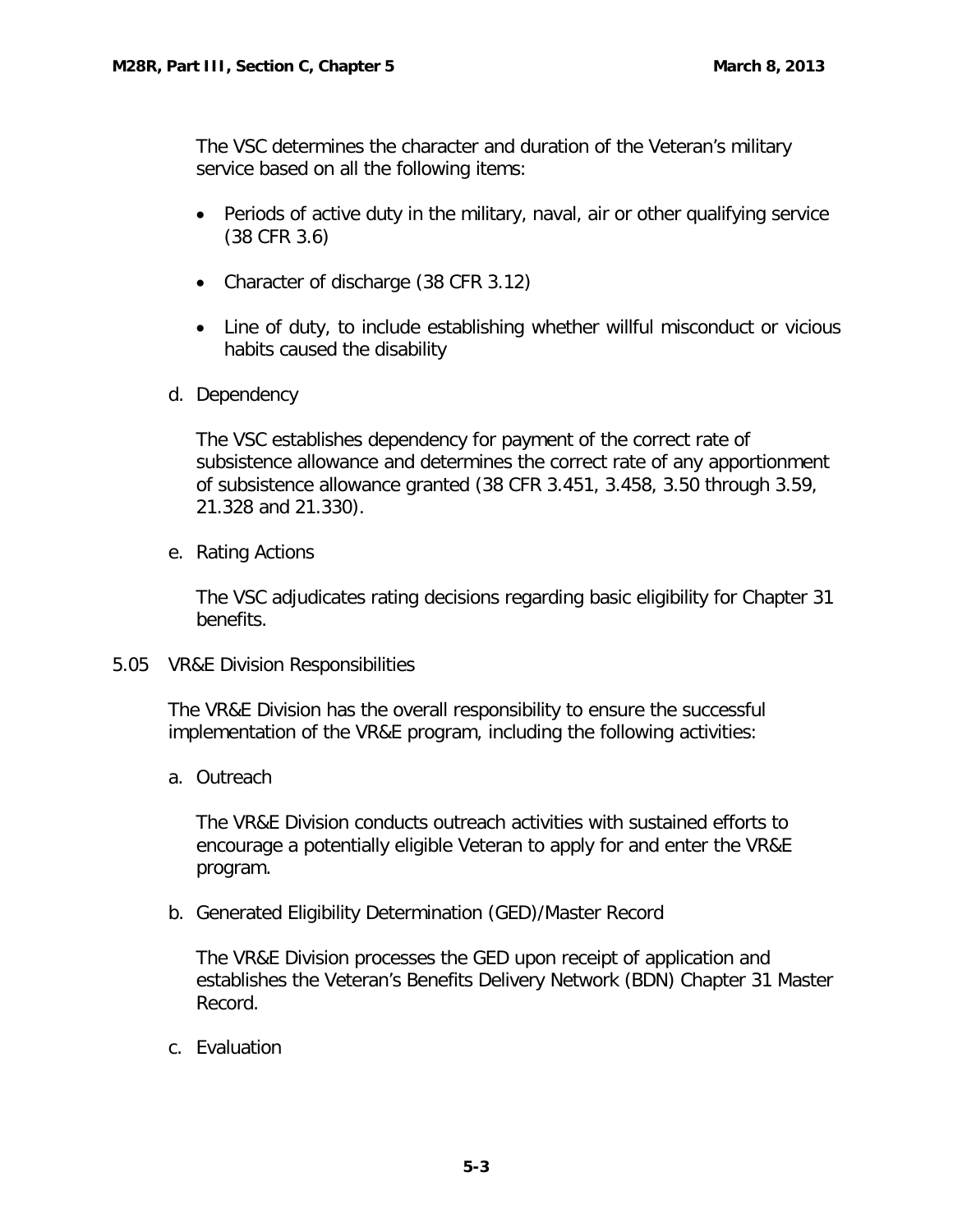The VSC determines the character and duration of the Veteran's military service based on all the following items:

- Periods of active duty in the military, naval, air or other qualifying service (38 CFR 3.6)
- Character of discharge (38 CFR 3.12)
- Line of duty, to include establishing whether willful misconduct or vicious habits caused the disability

d. Dependency

The VSC establishes dependency for payment of the correct rate of subsistence allowance and determines the correct rate of any apportionment of subsistence allowance granted (38 CFR 3.451, 3.458, 3.50 through 3.59, 21.328 and 21.330).

e. Rating Actions

The VSC adjudicates rating decisions regarding basic eligibility for Chapter 31 benefits.

## 5.05 VR&E Division Responsibilities

The VR&E Division has the overall responsibility to ensure the successful implementation of the VR&E program, including the following activities:

a. Outreach

The VR&E Division conducts outreach activities with sustained efforts to encourage a potentially eligible Veteran to apply for and enter the VR&E program.

b. Generated Eligibility Determination (GED)/Master Record

The VR&E Division processes the GED upon receipt of application and establishes the Veteran's Benefits Delivery Network (BDN) Chapter 31 Master Record.

c. Evaluation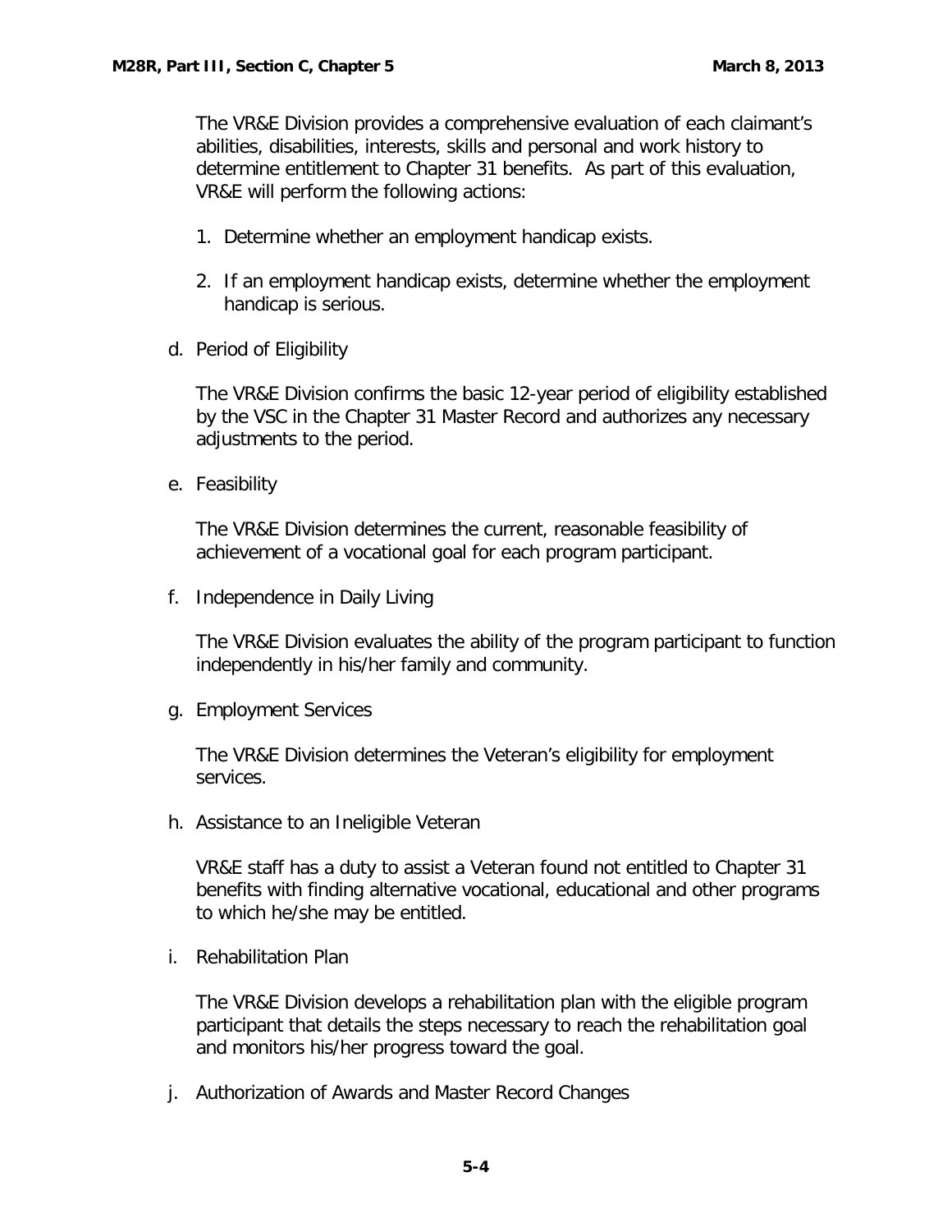The VR&E Division provides a comprehensive evaluation of each claimant's abilities, disabilities, interests, skills and personal and work history to determine entitlement to Chapter 31 benefits. As part of this evaluation, VR&E will perform the following actions:

1. Determine whether an employment handicap exists.

2. If an employment handicap exists, determine whether the employment handicap is serious.

d. Period of Eligibility

The VR&E Division confirms the basic 12-year period of eligibility established by the VSC in the Chapter 31 Master Record and authorizes any necessary adjustments to the period.

e. Feasibility

The VR&E Division determines the current, reasonable feasibility of achievement of a vocational goal for each program participant.

f. Independence in Daily Living

The VR&E Division evaluates the ability of the program participant to function independently in his/her family and community.

g. Employment Services

The VR&E Division determines the Veteran's eligibility for employment services.

h. Assistance to an Ineligible Veteran

VR&E staff has a duty to assist a Veteran found not entitled to Chapter 31 benefits with finding alternative vocational, educational and other programs to which he/she may be entitled.

i. Rehabilitation Plan

The VR&E Division develops a rehabilitation plan with the eligible program participant that details the steps necessary to reach the rehabilitation goal and monitors his/her progress toward the goal.

j. Authorization of Awards and Master Record Changes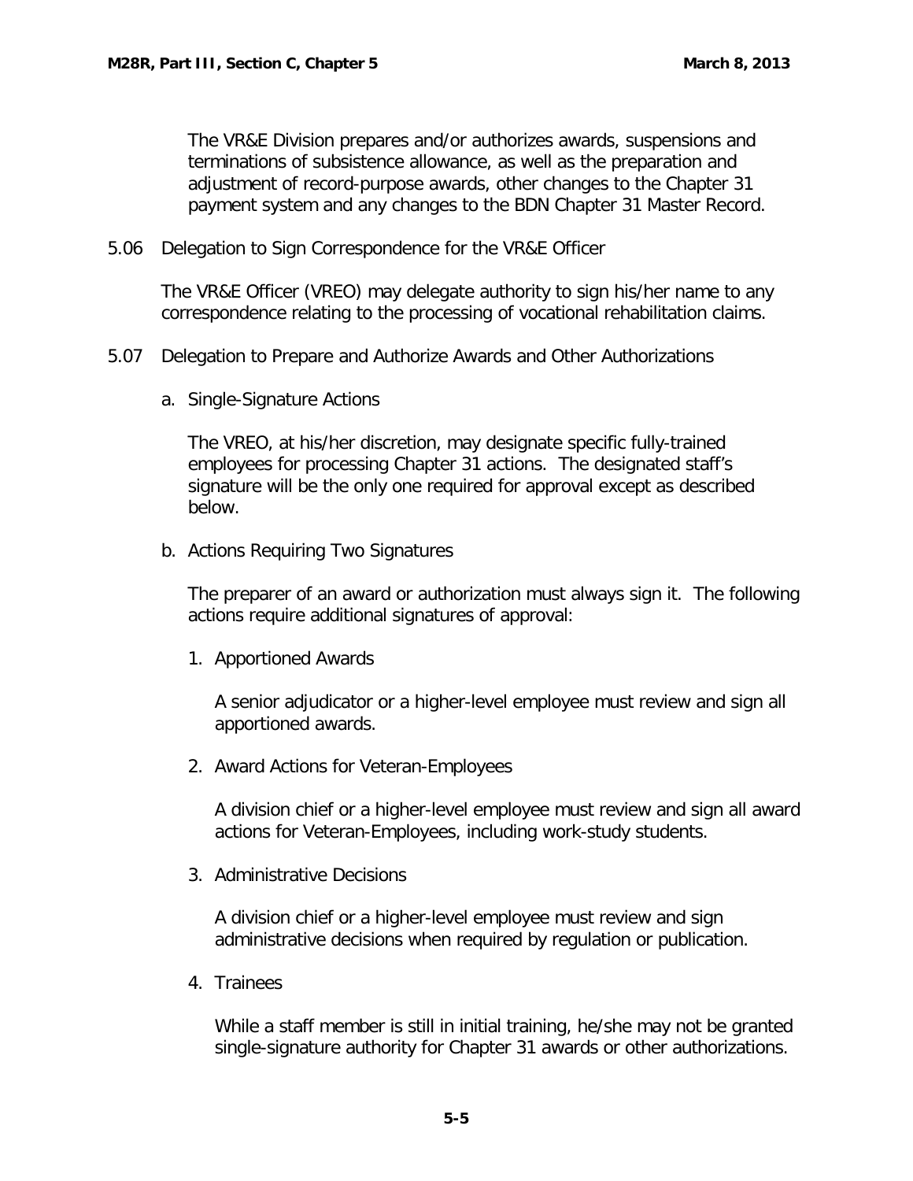The VR&E Division prepares and/or authorizes awards, suspensions and terminations of subsistence allowance, as well as the preparation and adjustment of record-purpose awards, other changes to the Chapter 31 payment system and any changes to the BDN Chapter 31 Master Record.

## 5.06 Delegation to Sign Correspondence for the VR&E Officer

The VR&E Officer (VREO) may delegate authority to sign his/her name to any correspondence relating to the processing of vocational rehabilitation claims.

## 5.07 Delegation to Prepare and Authorize Awards and Other Authorizations

### a. Single-Signature Actions

The VREO, at his/her discretion, may designate specific fully-trained employees for processing Chapter 31 actions. The designated staff's signature will be the only one required for approval except as described below.

### b. Actions Requiring Two Signatures

The preparer of an award or authorization must always sign it. The following actions require additional signatures of approval:

1. Apportioned Awards

   A senior adjudicator or a higher-level employee must review and sign all apportioned awards.

2. Award Actions for Veteran-Employees

   A division chief or a higher-level employee must review and sign all award actions for Veteran-Employees, including work-study students.

3. Administrative Decisions

   A division chief or a higher-level employee must review and sign administrative decisions when required by regulation or publication.

4. Trainees

   While a staff member is still in initial training, he/she may not be granted single-signature authority for Chapter 31 awards or other authorizations.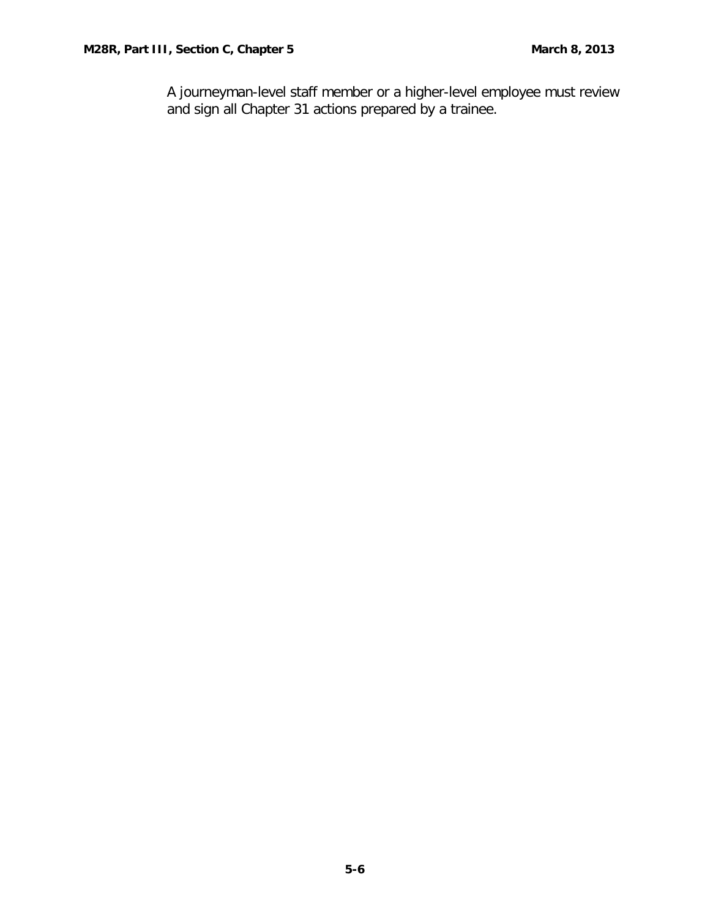A journeyman-level staff member or a higher-level employee must review and sign all Chapter 31 actions prepared by a trainee.